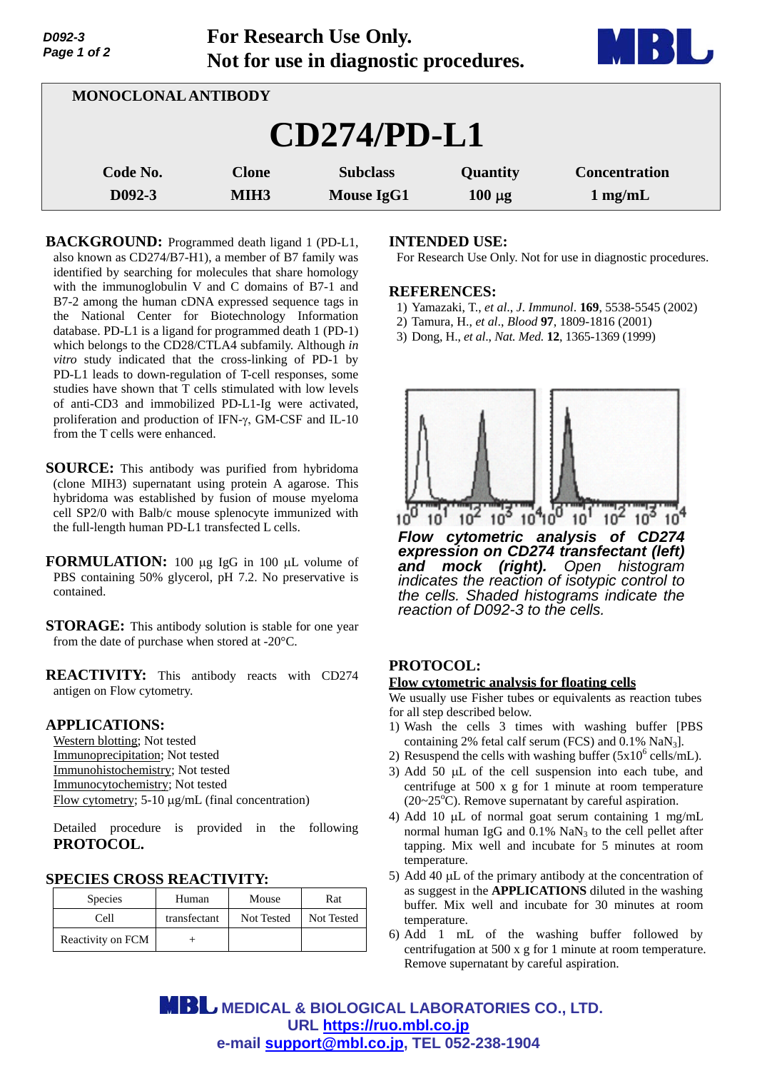For Research Use Only.
Not for use in diagnostic procedures.

MONOCLONAL ANTIBODY

# CD274/PD-L1

| Code No. | Clone | Subclass | Quantity | Concentration |
|---|---|---|---|---|
| D092-3 | MIH3 | Mouse IgG1 | 100 μg | 1 mg/mL |

**BACKGROUND:** Programmed death ligand 1 (PD-L1, also known as CD274/B7-H1), a member of B7 family was identified by searching for molecules that share homology with the immunoglobulin V and C domains of B7-1 and B7-2 among the human cDNA expressed sequence tags in the National Center for Biotechnology Information database. PD-L1 is a ligand for programmed death 1 (PD-1) which belongs to the CD28/CTLA4 subfamily. Although *in vitro* study indicated that the cross-linking of PD-1 by PD-L1 leads to down-regulation of T-cell responses, some studies have shown that T cells stimulated with low levels of anti-CD3 and immobilized PD-L1-Ig were activated, proliferation and production of IFN-γ, GM-CSF and IL-10 from the T cells were enhanced.

**SOURCE:** This antibody was purified from hybridoma (clone MIH3) supernatant using protein A agarose. This hybridoma was established by fusion of mouse myeloma cell SP2/0 with Balb/c mouse splenocyte immunized with the full-length human PD-L1 transfected L cells.

**FORMULATION:** 100 μg IgG in 100 μL volume of PBS containing 50% glycerol, pH 7.2. No preservative is contained.

**STORAGE:** This antibody solution is stable for one year from the date of purchase when stored at -20°C.

**REACTIVITY:** This antibody reacts with CD274 antigen on Flow cytometry.

**APPLICATIONS:**

Western blotting; Not tested
Immunoprecipitation; Not tested
Immunohistochemistry; Not tested
Immunocytochemistry; Not tested
Flow cytometry; 5-10 μg/mL (final concentration)

Detailed procedure is provided in the following **PROTOCOL.**

**SPECIES CROSS REACTIVITY:**

| Species | Human | Mouse | Rat |
|---|---|---|---|
| Cell | transfectant | Not Tested | Not Tested |
| Reactivity on FCM | + | | |

**INTENDED USE:**
For Research Use Only. Not for use in diagnostic procedures.

**REFERENCES:**

1) Yamazaki, T., *et al*., *J. Immunol*. **169**, 5538-5545 (2002)
2) Tamura, H., *et al*., *Blood* **97**, 1809-1816 (2001)
3) Dong, H., *et al*., *Nat. Med.* **12**, 1365-1369 (1999)

***Flow cytometric analysis of CD274 expression on CD274 transfectant (left) and mock (right).*** *Open histogram indicates the reaction of isotypic control to the cells. Shaded histograms indicate the reaction of D092-3 to the cells.*

**PROTOCOL:**

**Flow cytometric analysis for floating cells**

We usually use Fisher tubes or equivalents as reaction tubes for all step described below.

1) Wash the cells 3 times with washing buffer [PBS containing 2% fetal calf serum (FCS) and 0.1% $NaN_3$].
2) Resuspend the cells with washing buffer ($5x10^6$ cells/mL).
3) Add 50 μL of the cell suspension into each tube, and centrifuge at 500 x g for 1 minute at room temperature (20~25°C). Remove supernatant by careful aspiration.
4) Add 10 μL of normal goat serum containing 1 mg/mL normal human IgG and 0.1% $NaN_3$ to the cell pellet after tapping. Mix well and incubate for 5 minutes at room temperature.
5) Add 40 μL of the primary antibody at the concentration of as suggest in the **APPLICATIONS** diluted in the washing buffer. Mix well and incubate for 30 minutes at room temperature.
6) Add 1 mL of the washing buffer followed by centrifugation at 500 x g for 1 minute at room temperature. Remove supernatant by careful aspiration.

MEDICAL & BIOLOGICAL LABORATORIES CO., LTD.
URL https://ruo.mbl.co.jp
e-mail support@mbl.co.jp, TEL 052-238-1904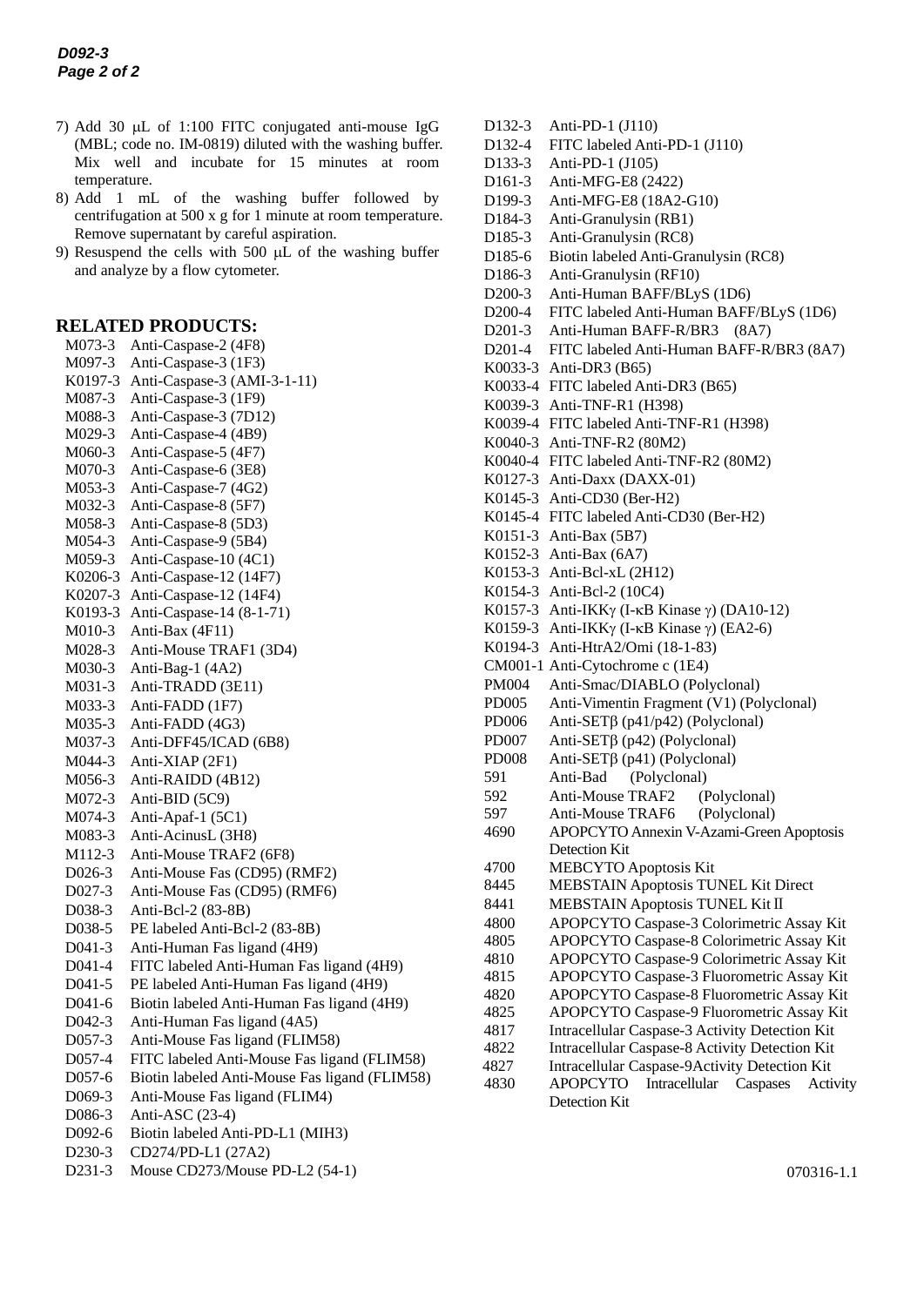7) Add 30 μL of 1:100 FITC conjugated anti-mouse IgG (MBL; code no. IM-0819) diluted with the washing buffer. Mix well and incubate for 15 minutes at room temperature.
8) Add 1 mL of the washing buffer followed by centrifugation at 500 x g for 1 minute at room temperature. Remove supernatant by careful aspiration.
9) Resuspend the cells with 500 μL of the washing buffer and analyze by a flow cytometer.

## RELATED PRODUCTS:

| | |
|---|---|
| M073-3 | Anti-Caspase-2 (4F8) |
| M097-3 | Anti-Caspase-3 (1F3) |
| K0197-3 | Anti-Caspase-3 (AMI-3-1-11) |
| M087-3 | Anti-Caspase-3 (1F9) |
| M088-3 | Anti-Caspase-3 (7D12) |
| M029-3 | Anti-Caspase-4 (4B9) |
| M060-3 | Anti-Caspase-5 (4F7) |
| M070-3 | Anti-Caspase-6 (3E8) |
| M053-3 | Anti-Caspase-7 (4G2) |
| M032-3 | Anti-Caspase-8 (5F7) |
| M058-3 | Anti-Caspase-8 (5D3) |
| M054-3 | Anti-Caspase-9 (5B4) |
| M059-3 | Anti-Caspase-10 (4C1) |
| K0206-3 | Anti-Caspase-12 (14F7) |
| K0207-3 | Anti-Caspase-12 (14F4) |
| K0193-3 | Anti-Caspase-14 (8-1-71) |
| M010-3 | Anti-Bax (4F11) |
| M028-3 | Anti-Mouse TRAF1 (3D4) |
| M030-3 | Anti-Bag-1 (4A2) |
| M031-3 | Anti-TRADD (3E11) |
| M033-3 | Anti-FADD (1F7) |
| M035-3 | Anti-FADD (4G3) |
| M037-3 | Anti-DFF45/ICAD (6B8) |
| M044-3 | Anti-XIAP (2F1) |
| M056-3 | Anti-RAIDD (4B12) |
| M072-3 | Anti-BID (5C9) |
| M074-3 | Anti-Apaf-1 (5C1) |
| M083-3 | Anti-AcinusL (3H8) |
| M112-3 | Anti-Mouse TRAF2 (6F8) |
| D026-3 | Anti-Mouse Fas (CD95) (RMF2) |
| D027-3 | Anti-Mouse Fas (CD95) (RMF6) |
| D038-3 | Anti-Bcl-2 (83-8B) |
| D038-5 | PE labeled Anti-Bcl-2 (83-8B) |
| D041-3 | Anti-Human Fas ligand (4H9) |
| D041-4 | FITC labeled Anti-Human Fas ligand (4H9) |
| D041-5 | PE labeled Anti-Human Fas ligand (4H9) |
| D041-6 | Biotin labeled Anti-Human Fas ligand (4H9) |
| D042-3 | Anti-Human Fas ligand (4A5) |
| D057-3 | Anti-Mouse Fas ligand (FLIM58) |
| D057-4 | FITC labeled Anti-Mouse Fas ligand (FLIM58) |
| D057-6 | Biotin labeled Anti-Mouse Fas ligand (FLIM58) |
| D069-3 | Anti-Mouse Fas ligand (FLIM4) |
| D086-3 | Anti-ASC (23-4) |
| D092-6 | Biotin labeled Anti-PD-L1 (MIH3) |
| D230-3 | CD274/PD-L1 (27A2) |
| D231-3 | Mouse CD273/Mouse PD-L2 (54-1) |
| D132-3 | Anti-PD-1 (J110) |
| D132-4 | FITC labeled Anti-PD-1 (J110) |
| D133-3 | Anti-PD-1 (J105) |
| D161-3 | Anti-MFG-E8 (2422) |
| D199-3 | Anti-MFG-E8 (18A2-G10) |
| D184-3 | Anti-Granulysin (RB1) |
| D185-3 | Anti-Granulysin (RC8) |
| D185-6 | Biotin labeled Anti-Granulysin (RC8) |
| D186-3 | Anti-Granulysin (RF10) |
| D200-3 | Anti-Human BAFF/BLyS (1D6) |
| D200-4 | FITC labeled Anti-Human BAFF/BLyS (1D6) |
| D201-3 | Anti-Human BAFF-R/BR3 (8A7) |
| D201-4 | FITC labeled Anti-Human BAFF-R/BR3 (8A7) |
| K0033-3 | Anti-DR3 (B65) |
| K0033-4 | FITC labeled Anti-DR3 (B65) |
| K0039-3 | Anti-TNF-R1 (H398) |
| K0039-4 | FITC labeled Anti-TNF-R1 (H398) |
| K0040-3 | Anti-TNF-R2 (80M2) |
| K0040-4 | FITC labeled Anti-TNF-R2 (80M2) |
| K0127-3 | Anti-Daxx (DAXX-01) |
| K0145-3 | Anti-CD30 (Ber-H2) |
| K0145-4 | FITC labeled Anti-CD30 (Ber-H2) |
| K0151-3 | Anti-Bax (5B7) |
| K0152-3 | Anti-Bax (6A7) |
| K0153-3 | Anti-Bcl-xL (2H12) |
| K0154-3 | Anti-Bcl-2 (10C4) |
| K0157-3 | Anti-IKKγ (I-κB Kinase γ) (DA10-12) |
| K0159-3 | Anti-IKKγ (I-κB Kinase γ) (EA2-6) |
| K0194-3 | Anti-HtrA2/Omi (18-1-83) |
| CM001-1 | Anti-Cytochrome c (1E4) |
| PM004 | Anti-Smac/DIABLO (Polyclonal) |
| PD005 | Anti-Vimentin Fragment (V1) (Polyclonal) |
| PD006 | Anti-SETβ (p41/p42) (Polyclonal) |
| PD007 | Anti-SETβ (p42) (Polyclonal) |
| PD008 | Anti-SETβ (p41) (Polyclonal) |
| 591 | Anti-Bad (Polyclonal) |
| 592 | Anti-Mouse TRAF2 (Polyclonal) |
| 597 | Anti-Mouse TRAF6 (Polyclonal) |
| 4690 | APOPCYTO Annexin V-Azami-Green Apoptosis Detection Kit |
| 4700 | MEBCYTO Apoptosis Kit |
| 8445 | MEBSTAIN Apoptosis TUNEL Kit Direct |
| 8441 | MEBSTAIN Apoptosis TUNEL Kit II |
| 4800 | APOPCYTO Caspase-3 Colorimetric Assay Kit |
| 4805 | APOPCYTO Caspase-8 Colorimetric Assay Kit |
| 4810 | APOPCYTO Caspase-9 Colorimetric Assay Kit |
| 4815 | APOPCYTO Caspase-3 Fluorometric Assay Kit |
| 4820 | APOPCYTO Caspase-8 Fluorometric Assay Kit |
| 4825 | APOPCYTO Caspase-9 Fluorometric Assay Kit |
| 4817 | Intracellular Caspase-3 Activity Detection Kit |
| 4822 | Intracellular Caspase-8 Activity Detection Kit |
| 4827 | Intracellular Caspase-9Activity Detection Kit |
| 4830 | APOPCYTO Intracellular Caspases Activity Detection Kit |

070316-1.1